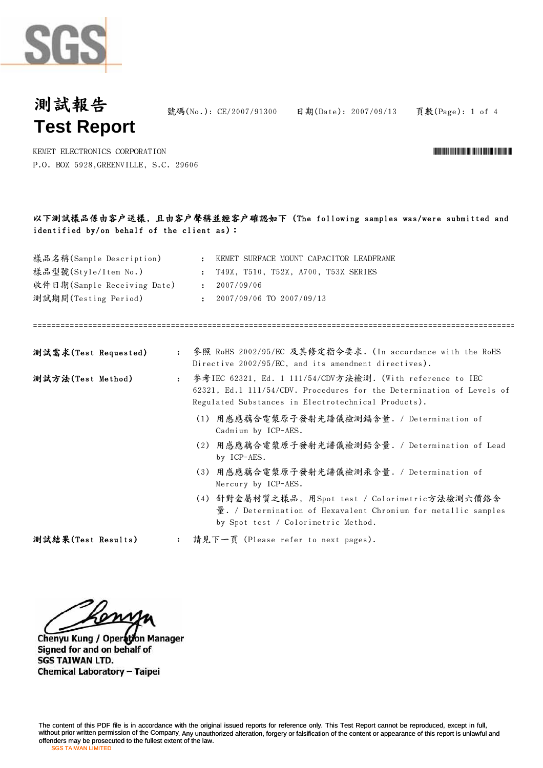# 測試報告
# Test Report

號碼(No.): CE/2007/91300　日期(Date): 2007/09/13　頁數(Page): 1 of 4

KEMET ELECTRONICS CORPORATION
P.O. BOX 5928,GREENVILLE, S.C. 29606

**以下測試樣品係由客户送樣，且由客户聲稱並經客户確認如下 (The following samples was/were submitted and identified by/on behalf of the client as)：**

| | | |
|---|---|---|
| 樣品名稱(Sample Description) | : | KEMET SURFACE MOUNT CAPACITOR LEADFRAME |
| 樣品型號(Style/Item No.) | : | T49X, T510, T52X, A700, T53X SERIES |
| 收件日期(Sample Receiving Date) | : | 2007/09/06 |
| 測試期間(Testing Period) | : | 2007/09/06 TO 2007/09/13 |

==========================================================================================

**測試需求(Test Requested)** : 參照 RoHS 2002/95/EC 及其修定指令要求. (In accordance with the RoHS Directive 2002/95/EC, and its amendment directives).

**測試方法(Test Method)** : 參考IEC 62321, Ed. 1 111/54/CDV方法檢測. (With reference to IEC 62321, Ed.1 111/54/CDV. Procedures for the Determination of Levels of Regulated Substances in Electrotechnical Products).

(1) 用感應耦合電漿原子發射光譜儀檢測鎘含量. / Determination of Cadmium by ICP-AES.

(2) 用感應耦合電漿原子發射光譜儀檢測鉛含量. / Determination of Lead by ICP-AES.

(3) 用感應耦合電漿原子發射光譜儀檢測汞含量. / Determination of Mercury by ICP-AES.

(4) 針對金屬材質之樣品, 用Spot test / Colorimetric方法檢測六價鉻含量. / Determination of Hexavalent Chromium for metallic samples by Spot test / Colorimetric Method.

**測試結果(Test Results)** : 請見下一頁 (Please refer to next pages).

Chenyu Kung / Operation Manager
Signed for and on behalf of
SGS TAIWAN LTD.
Chemical Laboratory – Taipei

The content of this PDF file is in accordance with the original issued reports for reference only. This Test Report cannot be reproduced, except in full, without prior written permission of the Company. Any unauthorized alteration, forgery or falsification of the content or appearance of this report is unlawful and offenders may be prosecuted to the fullest extent of the law.
SGS TAIWAN LIMITED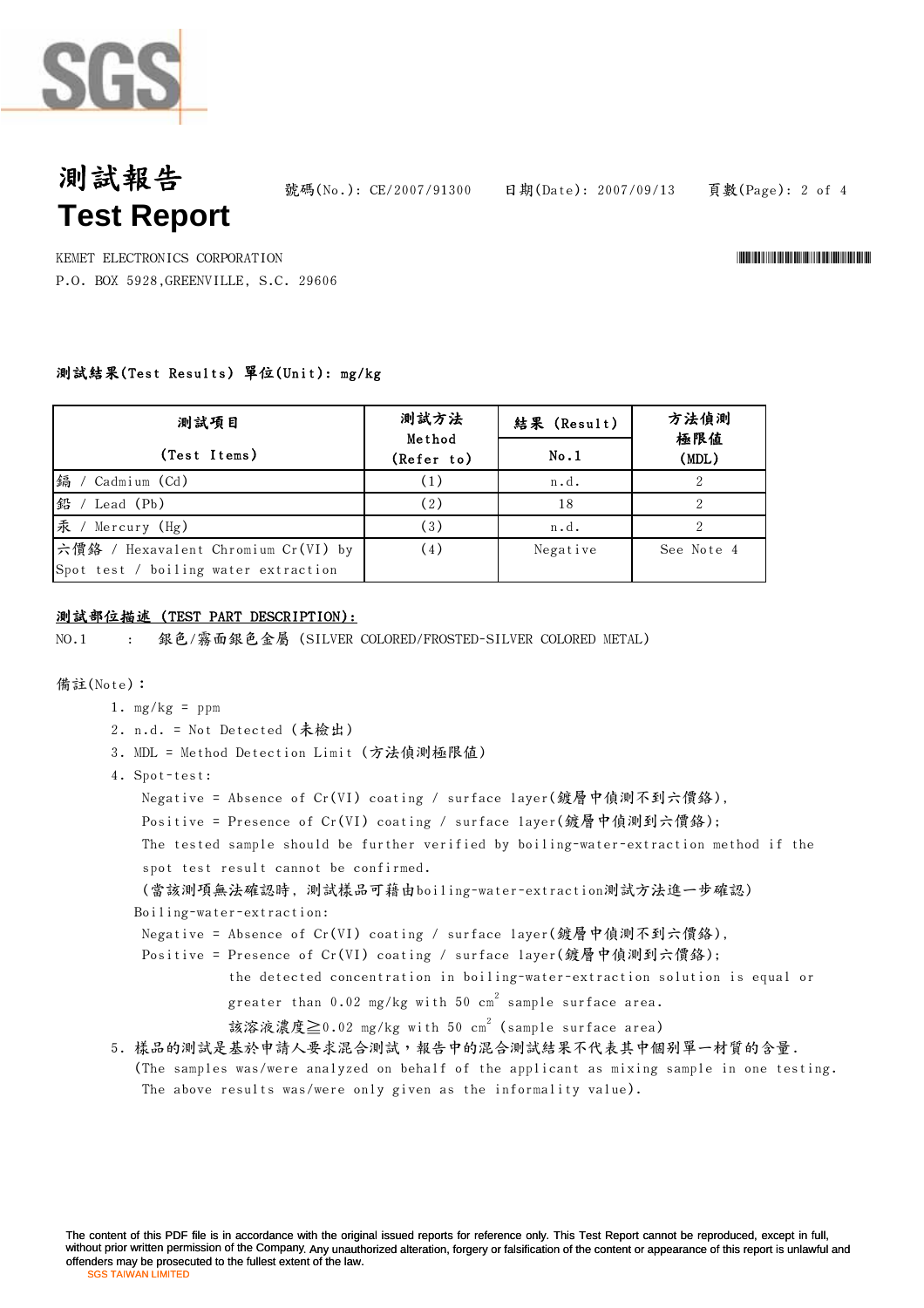# 測試報告
# Test Report

號碼(No.): CE/2007/91300　　日期(Date): 2007/09/13

KEMET ELECTRONICS CORPORATION
P.O. BOX 5928,GREENVILLE, S.C. 29606

**測試結果(Test Results) 單位(Unit): mg/kg**

| 測試項目 (Test Items) | 測試方法 Method (Refer to) | 結果 (Result) No.1 | 方法偵測極限值 (MDL) |
|---|---|---|---|
| 鎘 / Cadmium (Cd) | (1) | n.d. | 2 |
| 鉛 / Lead (Pb) | (2) | 18 | 2 |
| 汞 / Mercury (Hg) | (3) | n.d. | 2 |
| 六價鉻 / Hexavalent Chromium Cr(VI) by Spot test / boiling water extraction | (4) | Negative | See Note 4 |

**測試部位描述 (TEST PART DESCRIPTION):**

NO.1　:　銀色/霧面銀色金屬 (SILVER COLORED/FROSTED-SILVER COLORED METAL)

備註(Note)：

1. mg/kg = ppm
2. n.d. = Not Detected (未檢出)
3. MDL = Method Detection Limit (方法偵測極限值)
4. Spot-test:
   Negative = Absence of Cr(VI) coating / surface layer(鍍層中偵測不到六價鉻),
   Positive = Presence of Cr(VI) coating / surface layer(鍍層中偵測到六價鉻);
   The tested sample should be further verified by boiling-water-extraction method if the spot test result cannot be confirmed.
   (當該測項無法確認時, 測試樣品可藉由boiling-water-extraction測試方法進一步確認)
   Boiling-water-extraction:
   Negative = Absence of Cr(VI) coating / surface layer(鍍層中偵測不到六價鉻),
   Positive = Presence of Cr(VI) coating / surface layer(鍍層中偵測到六價鉻);
   the detected concentration in boiling-water-extraction solution is equal or greater than 0.02 mg/kg with 50 $cm^2$ sample surface area.
   該溶液濃度≧0.02 mg/kg with 50 $cm^2$ (sample surface area)
5. 樣品的測試是基於申請人要求混合測試，報告中的混合測試結果不代表其中個別單一材質的含量.
   (The samples was/were analyzed on behalf of the applicant as mixing sample in one testing.
   The above results was/were only given as the informality value).

The content of this PDF file is in accordance with the original issued reports for reference only. This Test Report cannot be reproduced, except in full, without prior written permission of the Company. Any unauthorized alteration, forgery or falsification of the content or appearance of this report is unlawful and offenders may be prosecuted to the fullest extent of the law.
SGS TAIWAN LIMITED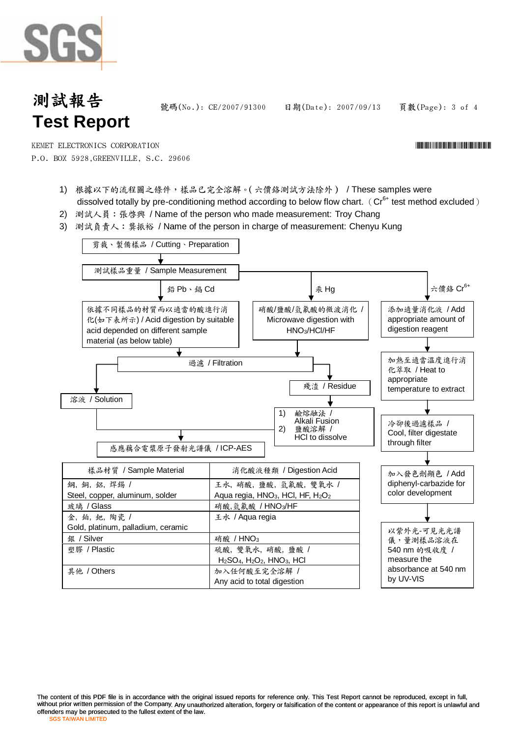# 測試報告
# Test Report

號碼(No.): CE/2007/91300　　日期(Date): 2007/09/13

KEMET ELECTRONICS CORPORATION
P.O. BOX 5928,GREENVILLE, S.C. 29606

1) 根據以下的流程圖之條件，樣品已完全溶解。(六價鉻測試方法除外) / These samples were dissolved totally by pre-conditioning method according to below flow chart. ($Cr^{6+}$ test method excluded)
2) 測試人員：張啓興 / Name of the person who made measurement: Troy Chang
3) 測試負責人：龔振裕 / Name of the person in charge of measurement: Chenyu Kung

剪裁、製備樣品 / Cutting、Preparation
↓
測試樣品重量 / Sample Measurement

- 鉛 Pb、鎘 Cd
  - 依據不同樣品的材質而以適當的酸進行消化(如下表所示) / Acid digestion by suitable acid depended on different sample material (as below table)
  - ↓ 過濾 / Filtration
- 汞 Hg
  - 硝酸/鹽酸/氫氟酸的微波消化 / Microwave digestion with $HNO_3$/HCl/HF
  - ↓ 過濾 / Filtration
- 過濾 / Filtration
  - 溶液 / Solution → 感應耦合電漿原子發射光譜儀 / ICP-AES
  - 殘渣 / Residue → 1) 鹼熔融法 / Alkali Fusion 2) 鹽酸溶解 / HCl to dissolve → 感應耦合電漿原子發射光譜儀 / ICP-AES
- 六價鉻 $Cr^{6+}$
  - 添加適量消化液 / Add appropriate amount of digestion reagent
  - ↓ 加熱至適當溫度進行消化萃取 / Heat to appropriate temperature to extract
  - ↓ 冷卻後過濾樣品 / Cool, filter digestate through filter
  - ↓ 加入發色劑顯色 / Add diphenyl-carbazide for color development
  - ↓ 以紫外光-可見光光譜儀，量測樣品溶液在 540 nm 的吸收度 / measure the absorbance at 540 nm by UV-VIS

| 樣品材質 / Sample Material | 消化酸液種類 / Digestion Acid |
|---|---|
| 鋼, 銅, 鋁, 焊錫 / Steel, copper, aluminum, solder | 王水, 硝酸, 鹽酸, 氫氟酸, 雙氧水 / Aqua regia, $HNO_3$, HCl, HF, $H_2O_2$ |
| 玻璃 / Glass | 硝酸,氫氟酸 / $HNO_3$/HF |
| 金, 鉑, 鈀, 陶瓷 / Gold, platinum, palladium, ceramic | 王水 / Aqua regia |
| 銀 / Silver | 硝酸 / $HNO_3$ |
| 塑膠 / Plastic | 硫酸, 雙氧水, 硝酸, 鹽酸 / $H_2SO_4$, $H_2O_2$, $HNO_3$, HCl |
| 其他 / Others | 加入任何酸至完全溶解 / Any acid to total digestion |

The content of this PDF file is in accordance with the original issued reports for reference only. This Test Report cannot be reproduced, except in full, without prior written permission of the Company. Any unauthorized alteration, forgery or falsification of the content or appearance of this report is unlawful and offenders may be prosecuted to the fullest extent of the law.
SGS TAIWAN LIMITED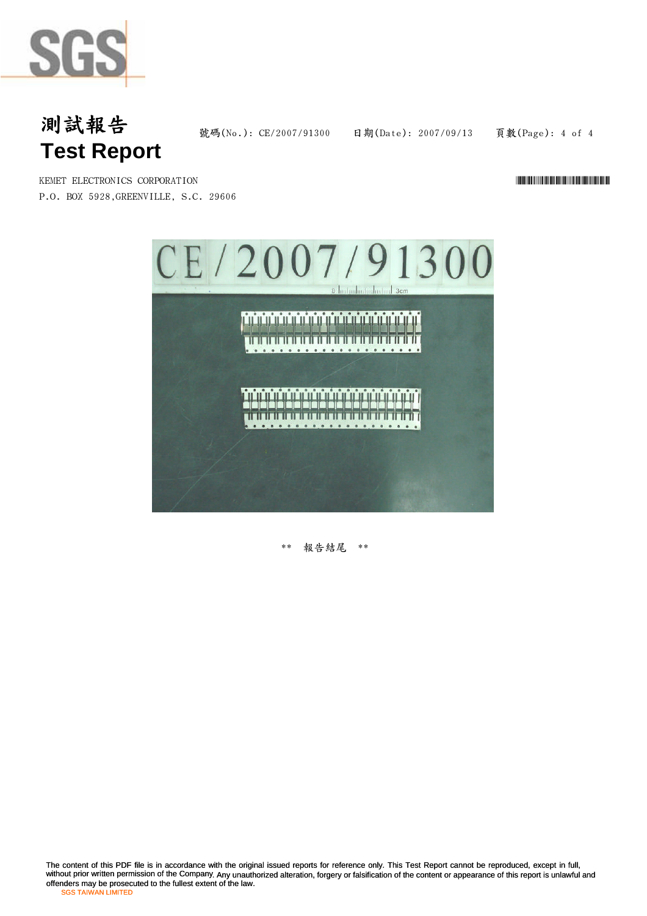# 測試報告
# Test Report

號碼(No.): CE/2007/91300　　日期(Date): 2007/09/13

KEMET ELECTRONICS CORPORATION
P.O. BOX 5928,GREENVILLE, S.C. 29606

** 報告結尾 **

The content of this PDF file is in accordance with the original issued reports for reference only. This Test Report cannot be reproduced, except in full, without prior written permission of the Company. Any unauthorized alteration, forgery or falsification of the content or appearance of this report is unlawful and offenders may be prosecuted to the fullest extent of the law.

SGS TAIWAN LIMITED